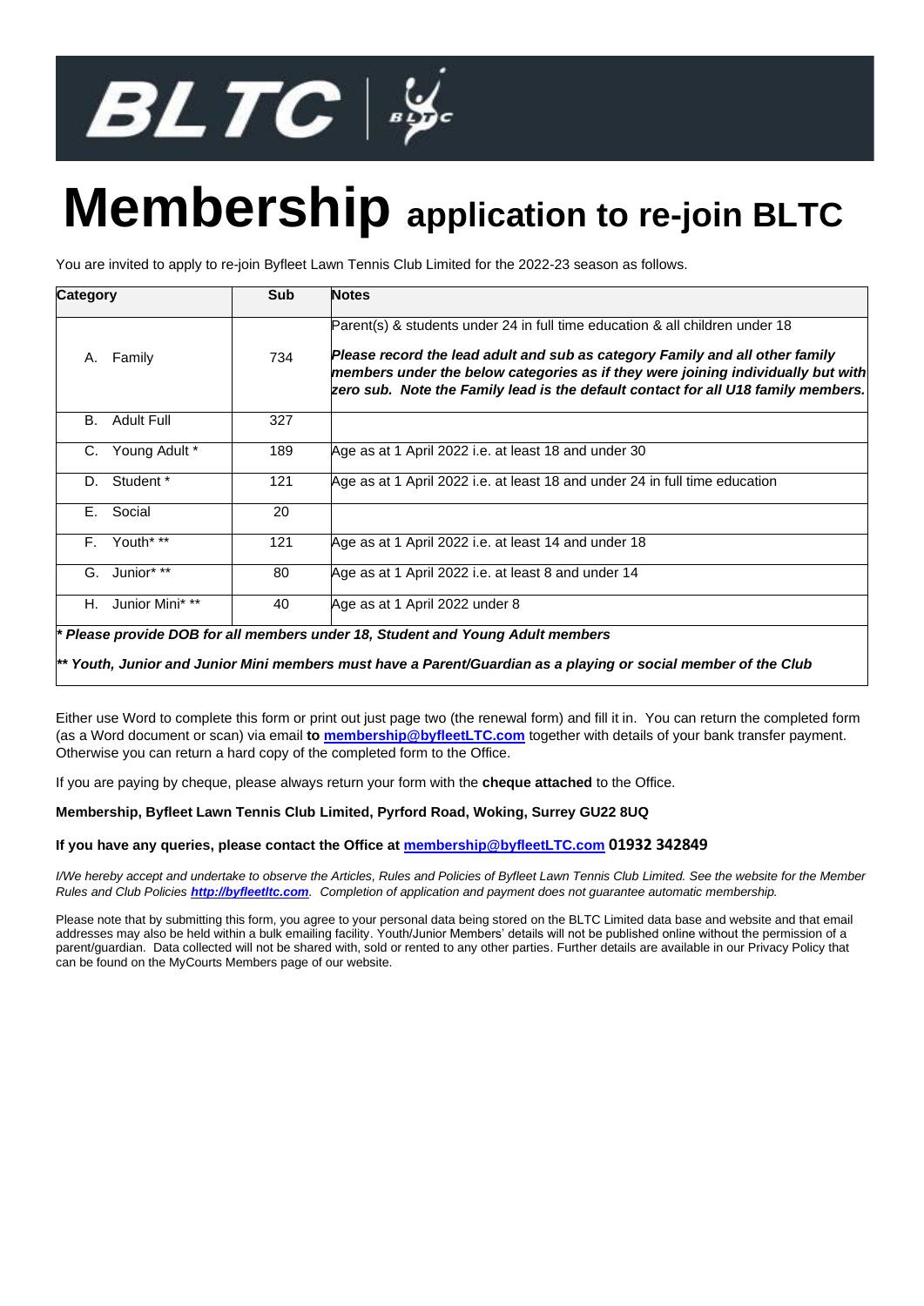# Membership application to re-join BLTC

You are invited to apply to re-join Byfleet Lawn Tennis Club Limited for the 2022-23 season as follows.

| Category | Sub | Notes |
|---|---|---|
| A. Family | 734 | Parent(s) & students under 24 in full time education & all children under 18<br>***Please record the lead adult and sub as category Family and all other family members under the below categories as if they were joining individually but with zero sub. Note the Family lead is the default contact for all U18 family members.*** |
| B. Adult Full | 327 | |
| C. Young Adult * | 189 | Age as at 1 April 2022 i.e. at least 18 and under 30 |
| D. Student * | 121 | Age as at 1 April 2022 i.e. at least 18 and under 24 in full time education |
| E. Social | 20 | |
| F. Youth* ** | 121 | Age as at 1 April 2022 i.e. at least 14 and under 18 |
| G. Junior* ** | 80 | Age as at 1 April 2022 i.e. at least 8 and under 14 |
| H. Junior Mini* ** | 40 | Age as at 1 April 2022 under 8 |

***\* Please provide DOB for all members under 18, Student and Young Adult members***

***\*\* Youth, Junior and Junior Mini members must have a Parent/Guardian as a playing or social member of the Club***

Either use Word to complete this form or print out just page two (the renewal form) and fill it in. You can return the completed form (as a Word document or scan) via email **to membership@byfleetLTC.com** together with details of your bank transfer payment. Otherwise you can return a hard copy of the completed form to the Office.

If you are paying by cheque, please always return your form with the **cheque attached** to the Office.

**Membership, Byfleet Lawn Tennis Club Limited, Pyrford Road, Woking, Surrey GU22 8UQ**

**If you have any queries, please contact the Office at membership@byfleetLTC.com 01932 342849**

*I/We hereby accept and undertake to observe the Articles, Rules and Policies of Byfleet Lawn Tennis Club Limited. See the website for the Member Rules and Club Policies **http://byfleetltc.com**. Completion of application and payment does not guarantee automatic membership.*

Please note that by submitting this form, you agree to your personal data being stored on the BLTC Limited data base and website and that email addresses may also be held within a bulk emailing facility. Youth/Junior Members' details will not be published online without the permission of a parent/guardian. Data collected will not be shared with, sold or rented to any other parties. Further details are available in our Privacy Policy that can be found on the MyCourts Members page of our website.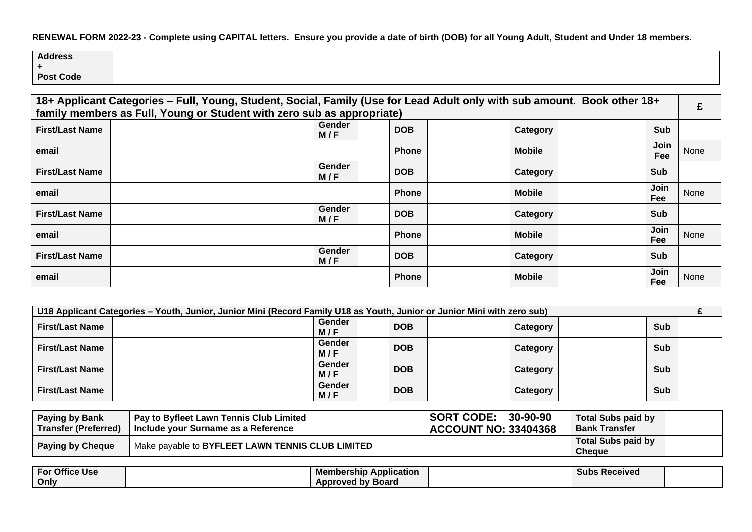**RENEWAL FORM 2022-23 - Complete using CAPITAL letters. Ensure you provide a date of birth (DOB) for all Young Adult, Student and Under 18 members.**

| | |
|---|---|
| **Address + Post Code** | |

| 18+ Applicant Categories – Full, Young, Student, Social, Family (Use for Lead Adult only with sub amount. Book other 18+ family members as Full, Young or Student with zero sub as appropriate) | | | | | | | | | | £ |
|---|---|---|---|---|---|---|---|---|---|---|
| **First/Last Name** | | **Gender M / F** | | **DOB** | | **Category** | | | **Sub** | |
| **email** | | | | **Phone** | | **Mobile** | | | **Join Fee** | None |
| **First/Last Name** | | **Gender M / F** | | **DOB** | | **Category** | | | **Sub** | |
| **email** | | | | **Phone** | | **Mobile** | | | **Join Fee** | None |
| **First/Last Name** | | **Gender M / F** | | **DOB** | | **Category** | | | **Sub** | |
| **email** | | | | **Phone** | | **Mobile** | | | **Join Fee** | None |
| **First/Last Name** | | **Gender M / F** | | **DOB** | | **Category** | | | **Sub** | |
| **email** | | | | **Phone** | | **Mobile** | | | **Join Fee** | None |

| U18 Applicant Categories – Youth, Junior, Junior Mini (Record Family U18 as Youth, Junior or Junior Mini with zero sub) | | | | | | | | | £ |
|---|---|---|---|---|---|---|---|---|---|
| **First/Last Name** | | **Gender M / F** | | **DOB** | | **Category** | | **Sub** | |
| **First/Last Name** | | **Gender M / F** | | **DOB** | | **Category** | | **Sub** | |
| **First/Last Name** | | **Gender M / F** | | **DOB** | | **Category** | | **Sub** | |
| **First/Last Name** | | **Gender M / F** | | **DOB** | | **Category** | | **Sub** | |

| | | | | |
|---|---|---|---|---|
| **Paying by Bank Transfer (Preferred)** | **Pay to Byfleet Lawn Tennis Club Limited Include your Surname as a Reference** | **SORT CODE: 30-90-90 ACCOUNT NO: 33404368** | **Total Subs paid by Bank Transfer** | |
| **Paying by Cheque** | Make payable to **BYFLEET LAWN TENNIS CLUB LIMITED** | | **Total Subs paid by Cheque** | |

| | | | | | |
|---|---|---|---|---|---|
| **For Office Use Only** | | **Membership Application Approved by Board** | | **Subs Received** | |